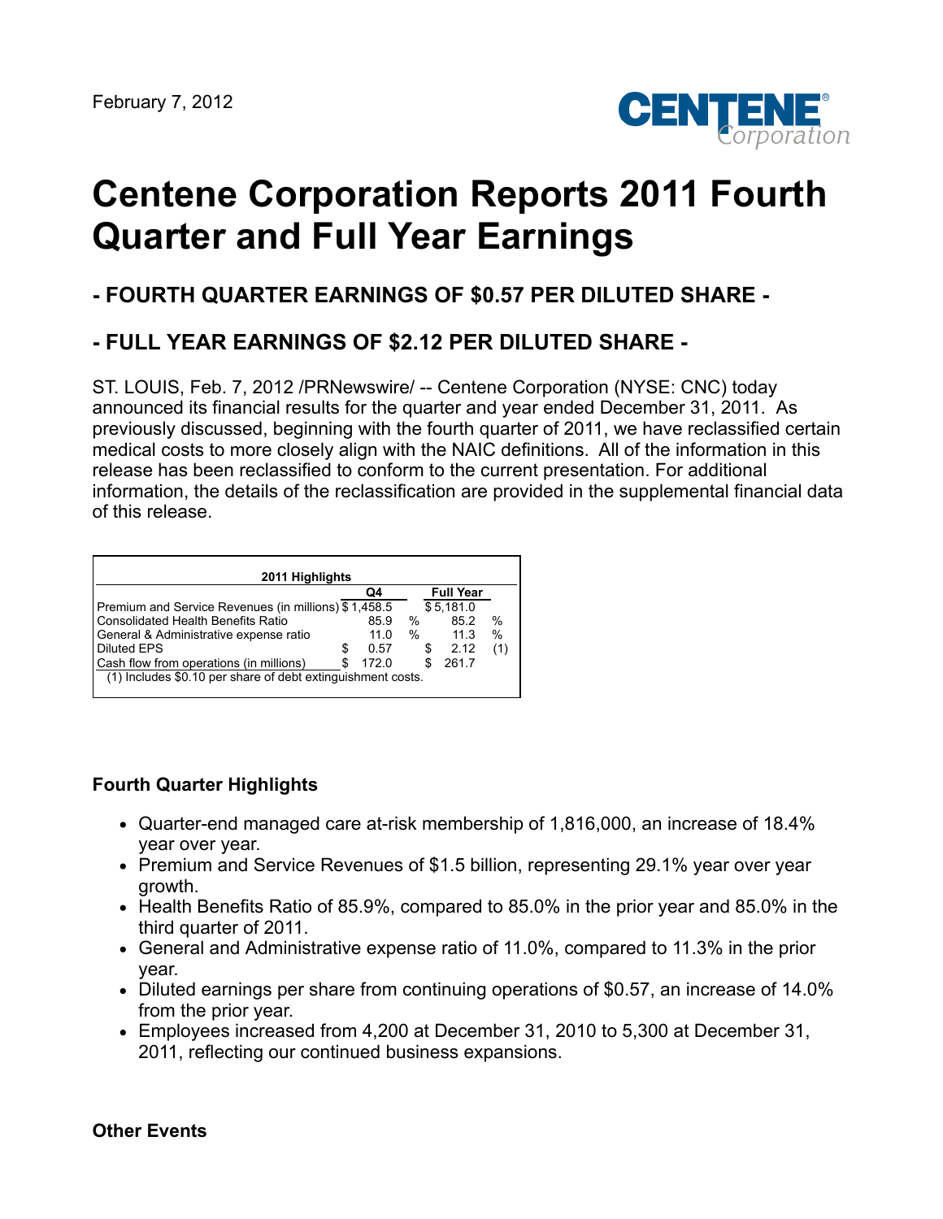February 7, 2012

# Centene Corporation Reports 2011 Fourth Quarter and Full Year Earnings

## - FOURTH QUARTER EARNINGS OF $0.57 PER DILUTED SHARE -

## - FULL YEAR EARNINGS OF $2.12 PER DILUTED SHARE -

ST. LOUIS, Feb. 7, 2012 /PRNewswire/ -- Centene Corporation (NYSE: CNC) today announced its financial results for the quarter and year ended December 31, 2011.  As previously discussed, beginning with the fourth quarter of 2011, we have reclassified certain medical costs to more closely align with the NAIC definitions.  All of the information in this release has been reclassified to conform to the current presentation. For additional information, the details of the reclassification are provided in the supplemental financial data of this release.

**2011 Highlights**

| | Q4 | Full Year |
|---|---|---|
| Premium and Service Revenues (in millions) | $ 1,458.5 | $ 5,181.0 |
| Consolidated Health Benefits Ratio | 85.9 % | 85.2 % |
| General & Administrative expense ratio | 11.0 % | 11.3 % |
| Diluted EPS | $ 0.57 | $ 2.12 (1) |
| Cash flow from operations (in millions) | $ 172.0 | $ 261.7 |

(1) Includes $0.10 per share of debt extinguishment costs.

**Fourth Quarter Highlights**

- Quarter-end managed care at-risk membership of 1,816,000, an increase of 18.4% year over year.
- Premium and Service Revenues of $1.5 billion, representing 29.1% year over year growth.
- Health Benefits Ratio of 85.9%, compared to 85.0% in the prior year and 85.0% in the third quarter of 2011.
- General and Administrative expense ratio of 11.0%, compared to 11.3% in the prior year.
- Diluted earnings per share from continuing operations of $0.57, an increase of 14.0% from the prior year.
- Employees increased from 4,200 at December 31, 2010 to 5,300 at December 31, 2011, reflecting our continued business expansions.

**Other Events**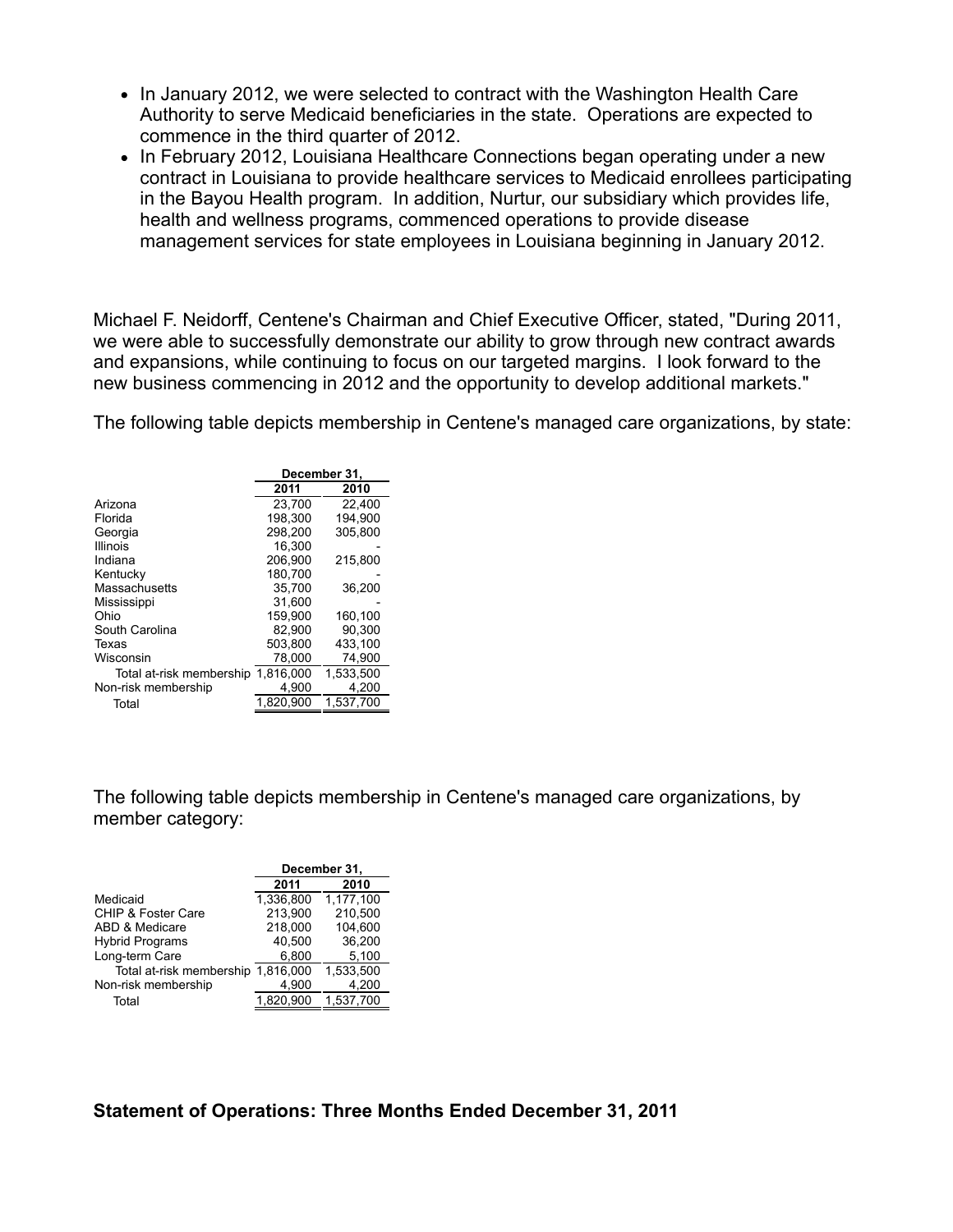- In January 2012, we were selected to contract with the Washington Health Care Authority to serve Medicaid beneficiaries in the state. Operations are expected to commence in the third quarter of 2012.
- In February 2012, Louisiana Healthcare Connections began operating under a new contract in Louisiana to provide healthcare services to Medicaid enrollees participating in the Bayou Health program. In addition, Nurtur, our subsidiary which provides life, health and wellness programs, commenced operations to provide disease management services for state employees in Louisiana beginning in January 2012.

Michael F. Neidorff, Centene's Chairman and Chief Executive Officer, stated, "During 2011, we were able to successfully demonstrate our ability to grow through new contract awards and expansions, while continuing to focus on our targeted margins. I look forward to the new business commencing in 2012 and the opportunity to develop additional markets."

The following table depicts membership in Centene's managed care organizations, by state:

| | December 31, | |
|---|---|---|
| | 2011 | 2010 |
| Arizona | 23,700 | 22,400 |
| Florida | 198,300 | 194,900 |
| Georgia | 298,200 | 305,800 |
| Illinois | 16,300 | - |
| Indiana | 206,900 | 215,800 |
| Kentucky | 180,700 | - |
| Massachusetts | 35,700 | 36,200 |
| Mississippi | 31,600 | - |
| Ohio | 159,900 | 160,100 |
| South Carolina | 82,900 | 90,300 |
| Texas | 503,800 | 433,100 |
| Wisconsin | 78,000 | 74,900 |
| Total at-risk membership | 1,816,000 | 1,533,500 |
| Non-risk membership | 4,900 | 4,200 |
| Total | 1,820,900 | 1,537,700 |

The following table depicts membership in Centene's managed care organizations, by member category:

| | December 31, | |
|---|---|---|
| | 2011 | 2010 |
| Medicaid | 1,336,800 | 1,177,100 |
| CHIP & Foster Care | 213,900 | 210,500 |
| ABD & Medicare | 218,000 | 104,600 |
| Hybrid Programs | 40,500 | 36,200 |
| Long-term Care | 6,800 | 5,100 |
| Total at-risk membership | 1,816,000 | 1,533,500 |
| Non-risk membership | 4,900 | 4,200 |
| Total | 1,820,900 | 1,537,700 |

**Statement of Operations: Three Months Ended December 31, 2011**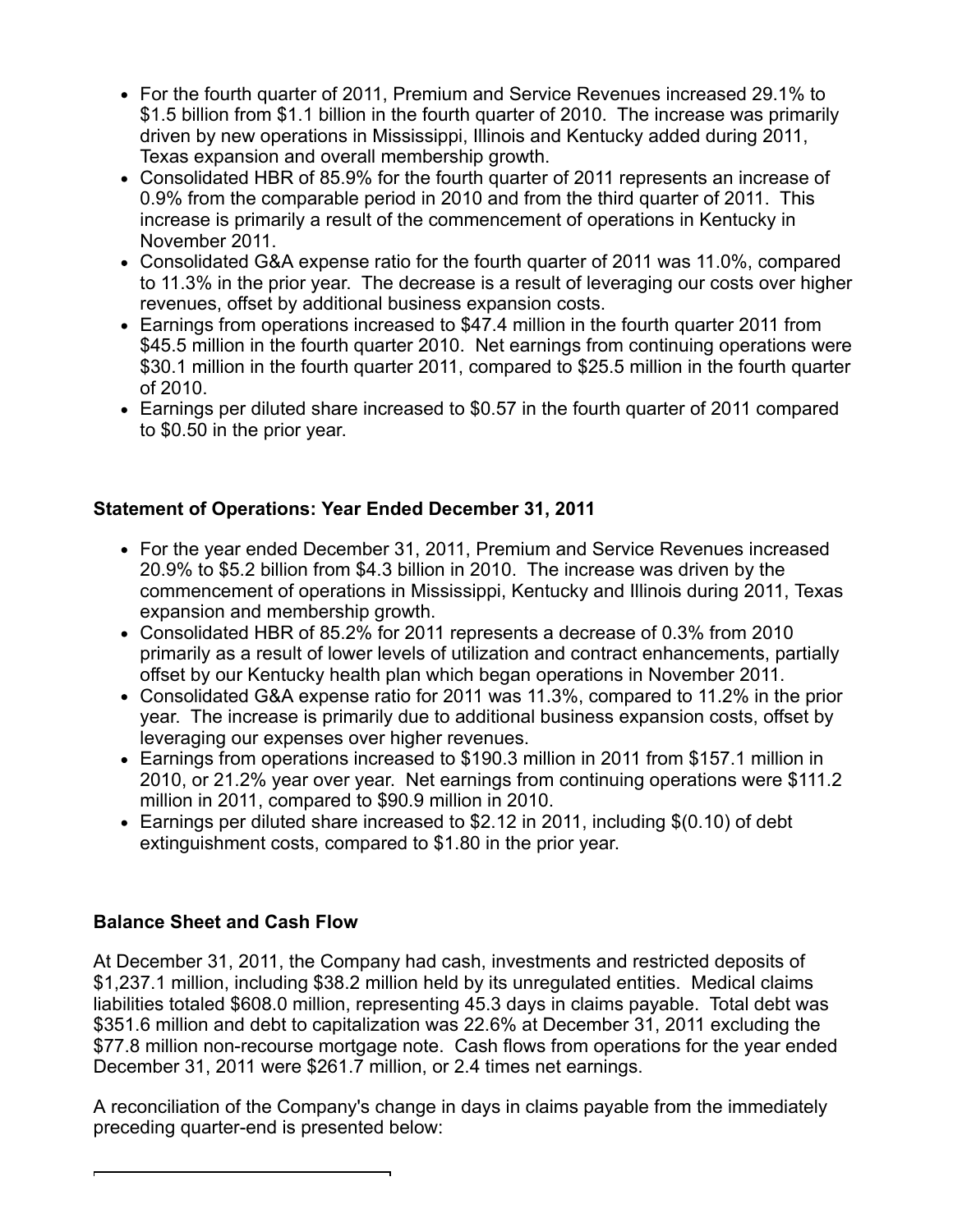- For the fourth quarter of 2011, Premium and Service Revenues increased 29.1% to $1.5 billion from $1.1 billion in the fourth quarter of 2010. The increase was primarily driven by new operations in Mississippi, Illinois and Kentucky added during 2011, Texas expansion and overall membership growth.
- Consolidated HBR of 85.9% for the fourth quarter of 2011 represents an increase of 0.9% from the comparable period in 2010 and from the third quarter of 2011. This increase is primarily a result of the commencement of operations in Kentucky in November 2011.
- Consolidated G&A expense ratio for the fourth quarter of 2011 was 11.0%, compared to 11.3% in the prior year. The decrease is a result of leveraging our costs over higher revenues, offset by additional business expansion costs.
- Earnings from operations increased to $47.4 million in the fourth quarter 2011 from $45.5 million in the fourth quarter 2010. Net earnings from continuing operations were $30.1 million in the fourth quarter 2011, compared to $25.5 million in the fourth quarter of 2010.
- Earnings per diluted share increased to $0.57 in the fourth quarter of 2011 compared to $0.50 in the prior year.

**Statement of Operations: Year Ended December 31, 2011**

- For the year ended December 31, 2011, Premium and Service Revenues increased 20.9% to $5.2 billion from $4.3 billion in 2010. The increase was driven by the commencement of operations in Mississippi, Kentucky and Illinois during 2011, Texas expansion and membership growth.
- Consolidated HBR of 85.2% for 2011 represents a decrease of 0.3% from 2010 primarily as a result of lower levels of utilization and contract enhancements, partially offset by our Kentucky health plan which began operations in November 2011.
- Consolidated G&A expense ratio for 2011 was 11.3%, compared to 11.2% in the prior year. The increase is primarily due to additional business expansion costs, offset by leveraging our expenses over higher revenues.
- Earnings from operations increased to $190.3 million in 2011 from $157.1 million in 2010, or 21.2% year over year. Net earnings from continuing operations were $111.2 million in 2011, compared to $90.9 million in 2010.
- Earnings per diluted share increased to $2.12 in 2011, including $(0.10) of debt extinguishment costs, compared to $1.80 in the prior year.

**Balance Sheet and Cash Flow**

At December 31, 2011, the Company had cash, investments and restricted deposits of $1,237.1 million, including $38.2 million held by its unregulated entities. Medical claims liabilities totaled $608.0 million, representing 45.3 days in claims payable. Total debt was $351.6 million and debt to capitalization was 22.6% at December 31, 2011 excluding the $77.8 million non-recourse mortgage note. Cash flows from operations for the year ended December 31, 2011 were $261.7 million, or 2.4 times net earnings.

A reconciliation of the Company's change in days in claims payable from the immediately preceding quarter-end is presented below: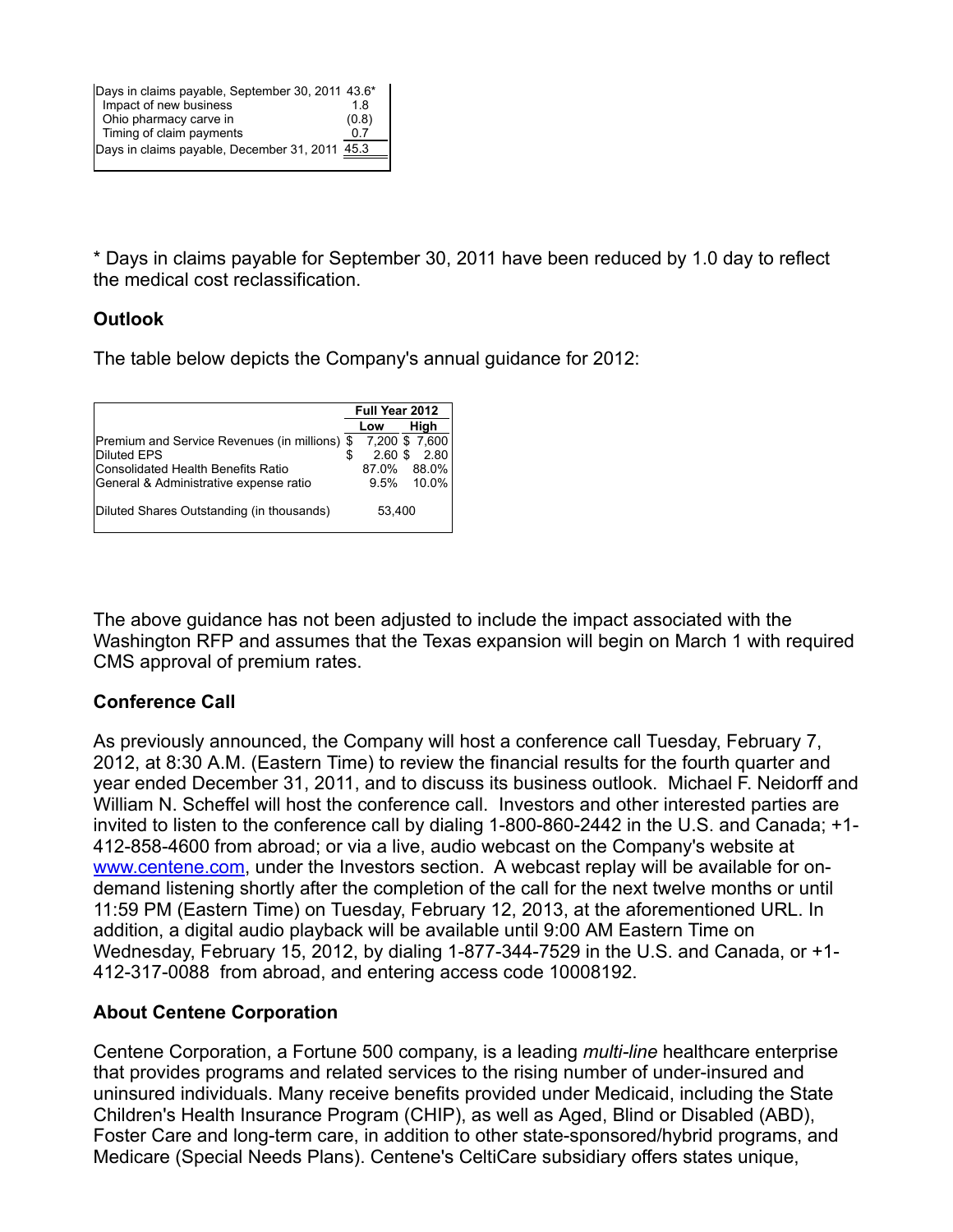| | |
|---|---|
| Days in claims payable, September 30, 2011 | 43.6* |
| Impact of new business | 1.8 |
| Ohio pharmacy carve in | (0.8) |
| Timing of claim payments | 0.7 |
| Days in claims payable, December 31, 2011 | 45.3 |

* Days in claims payable for September 30, 2011 have been reduced by 1.0 day to reflect the medical cost reclassification.

## Outlook

The table below depicts the Company's annual guidance for 2012:

| | Full Year 2012 | |
|---|---|---|
| | Low | High |
| Premium and Service Revenues (in millions) | $ 7,200 | $ 7,600 |
| Diluted EPS | $ 2.60 | $ 2.80 |
| Consolidated Health Benefits Ratio | 87.0% | 88.0% |
| General & Administrative expense ratio | 9.5% | 10.0% |
| Diluted Shares Outstanding (in thousands) | 53,400 | |

The above guidance has not been adjusted to include the impact associated with the Washington RFP and assumes that the Texas expansion will begin on March 1 with required CMS approval of premium rates.

## Conference Call

As previously announced, the Company will host a conference call Tuesday, February 7, 2012, at 8:30 A.M. (Eastern Time) to review the financial results for the fourth quarter and year ended December 31, 2011, and to discuss its business outlook. Michael F. Neidorff and William N. Scheffel will host the conference call. Investors and other interested parties are invited to listen to the conference call by dialing 1-800-860-2442 in the U.S. and Canada; +1-412-858-4600 from abroad; or via a live, audio webcast on the Company's website at www.centene.com, under the Investors section. A webcast replay will be available for on-demand listening shortly after the completion of the call for the next twelve months or until 11:59 PM (Eastern Time) on Tuesday, February 12, 2013, at the aforementioned URL. In addition, a digital audio playback will be available until 9:00 AM Eastern Time on Wednesday, February 15, 2012, by dialing 1-877-344-7529 in the U.S. and Canada, or +1-412-317-0088 from abroad, and entering access code 10008192.

## About Centene Corporation

Centene Corporation, a Fortune 500 company, is a leading *multi-line* healthcare enterprise that provides programs and related services to the rising number of under-insured and uninsured individuals. Many receive benefits provided under Medicaid, including the State Children's Health Insurance Program (CHIP), as well as Aged, Blind or Disabled (ABD), Foster Care and long-term care, in addition to other state-sponsored/hybrid programs, and Medicare (Special Needs Plans). Centene's CeltiCare subsidiary offers states unique,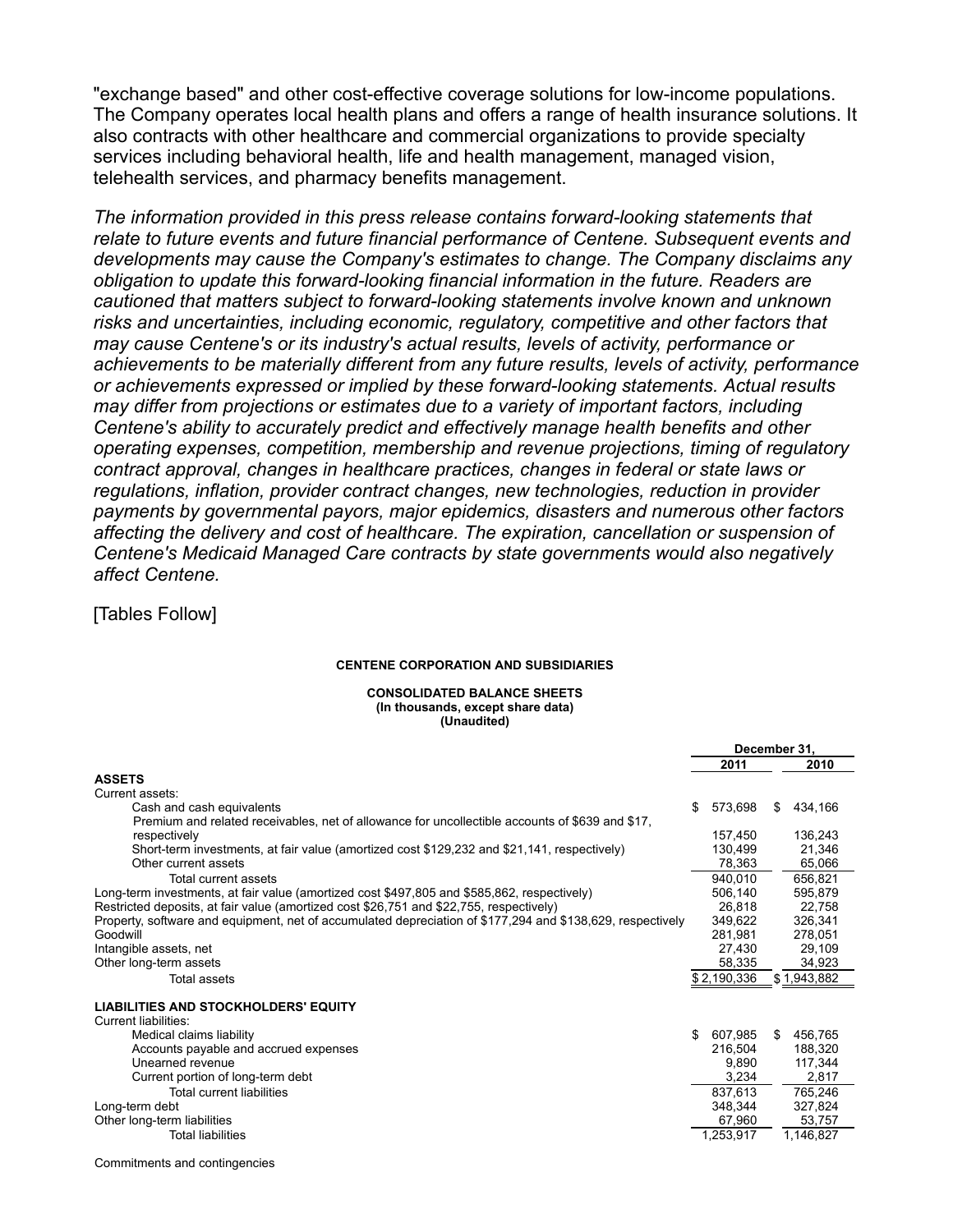"exchange based" and other cost-effective coverage solutions for low-income populations. The Company operates local health plans and offers a range of health insurance solutions. It also contracts with other healthcare and commercial organizations to provide specialty services including behavioral health, life and health management, managed vision, telehealth services, and pharmacy benefits management.

*The information provided in this press release contains forward-looking statements that relate to future events and future financial performance of Centene. Subsequent events and developments may cause the Company's estimates to change. The Company disclaims any obligation to update this forward-looking financial information in the future. Readers are cautioned that matters subject to forward-looking statements involve known and unknown risks and uncertainties, including economic, regulatory, competitive and other factors that may cause Centene's or its industry's actual results, levels of activity, performance or achievements to be materially different from any future results, levels of activity, performance or achievements expressed or implied by these forward-looking statements. Actual results may differ from projections or estimates due to a variety of important factors, including Centene's ability to accurately predict and effectively manage health benefits and other operating expenses, competition, membership and revenue projections, timing of regulatory contract approval, changes in healthcare practices, changes in federal or state laws or regulations, inflation, provider contract changes, new technologies, reduction in provider payments by governmental payors, major epidemics, disasters and numerous other factors affecting the delivery and cost of healthcare. The expiration, cancellation or suspension of Centene's Medicaid Managed Care contracts by state governments would also negatively affect Centene.*

[Tables Follow]

**CENTENE CORPORATION AND SUBSIDIARIES**

**CONSOLIDATED BALANCE SHEETS**
**(In thousands, except share data)**
**(Unaudited)**

| | December 31, | |
|---|---|---|
| | 2011 | 2010 |
| **ASSETS** | | |
| Current assets: | | |
| Cash and cash equivalents | $ 573,698 | $ 434,166 |
| Premium and related receivables, net of allowance for uncollectible accounts of $639 and $17, respectively | 157,450 | 136,243 |
| Short-term investments, at fair value (amortized cost $129,232 and $21,141, respectively) | 130,499 | 21,346 |
| Other current assets | 78,363 | 65,066 |
| Total current assets | 940,010 | 656,821 |
| Long-term investments, at fair value (amortized cost $497,805 and $585,862, respectively) | 506,140 | 595,879 |
| Restricted deposits, at fair value (amortized cost $26,751 and $22,755, respectively) | 26,818 | 22,758 |
| Property, software and equipment, net of accumulated depreciation of $177,294 and $138,629, respectively | 349,622 | 326,341 |
| Goodwill | 281,981 | 278,051 |
| Intangible assets, net | 27,430 | 29,109 |
| Other long-term assets | 58,335 | 34,923 |
| Total assets | $ 2,190,336 | $ 1,943,882 |
| **LIABILITIES AND STOCKHOLDERS' EQUITY** | | |
| Current liabilities: | | |
| Medical claims liability | $ 607,985 | $ 456,765 |
| Accounts payable and accrued expenses | 216,504 | 188,320 |
| Unearned revenue | 9,890 | 117,344 |
| Current portion of long-term debt | 3,234 | 2,817 |
| Total current liabilities | 837,613 | 765,246 |
| Long-term debt | 348,344 | 327,824 |
| Other long-term liabilities | 67,960 | 53,757 |
| Total liabilities | 1,253,917 | 1,146,827 |

Commitments and contingencies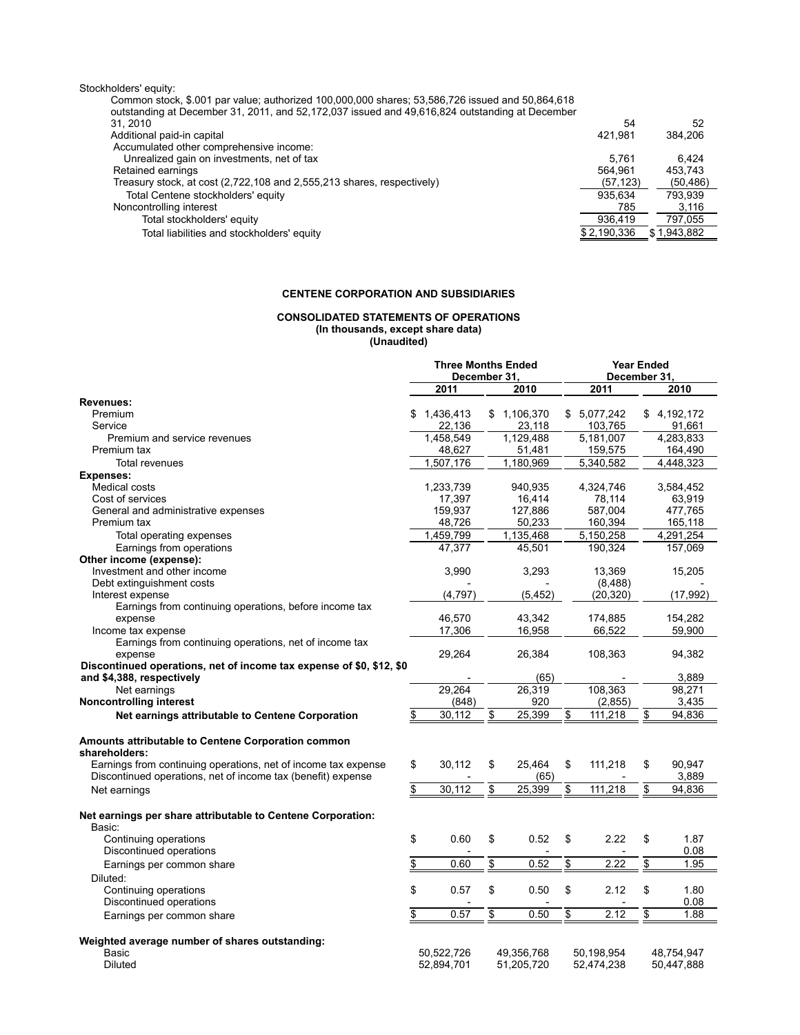| | | |
|---|---|---|
| Stockholders' equity: | | |
| Common stock, \$.001 par value; authorized 100,000,000 shares; 53,586,726 issued and 50,864,618 outstanding at December 31, 2011, and 52,172,037 issued and 49,616,824 outstanding at December 31, 2010 | 54 | 52 |
| Additional paid-in capital | 421,981 | 384,206 |
| Accumulated other comprehensive income: | | |
| Unrealized gain on investments, net of tax | 5,761 | 6,424 |
| Retained earnings | 564,961 | 453,743 |
| Treasury stock, at cost (2,722,108 and 2,555,213 shares, respectively) | (57,123) | (50,486) |
| Total Centene stockholders' equity | 935,634 | 793,939 |
| Noncontrolling interest | 785 | 3,116 |
| Total stockholders' equity | 936,419 | 797,055 |
| Total liabilities and stockholders' equity | \$ 2,190,336 | \$ 1,943,882 |

**CENTENE CORPORATION AND SUBSIDIARIES**

**CONSOLIDATED STATEMENTS OF OPERATIONS**
**(In thousands, except share data)**
**(Unaudited)**

| | Three Months Ended December 31, | | Year Ended December 31, | |
|---|---|---|---|---|
| | **2011** | **2010** | **2011** | **2010** |
| **Revenues:** | | | | |
| Premium | \$ 1,436,413 | \$ 1,106,370 | \$ 5,077,242 | \$ 4,192,172 |
| Service | 22,136 | 23,118 | 103,765 | 91,661 |
| Premium and service revenues | 1,458,549 | 1,129,488 | 5,181,007 | 4,283,833 |
| Premium tax | 48,627 | 51,481 | 159,575 | 164,490 |
| Total revenues | 1,507,176 | 1,180,969 | 5,340,582 | 4,448,323 |
| **Expenses:** | | | | |
| Medical costs | 1,233,739 | 940,935 | 4,324,746 | 3,584,452 |
| Cost of services | 17,397 | 16,414 | 78,114 | 63,919 |
| General and administrative expenses | 159,937 | 127,886 | 587,004 | 477,765 |
| Premium tax | 48,726 | 50,233 | 160,394 | 165,118 |
| Total operating expenses | 1,459,799 | 1,135,468 | 5,150,258 | 4,291,254 |
| Earnings from operations | 47,377 | 45,501 | 190,324 | 157,069 |
| **Other income (expense):** | | | | |
| Investment and other income | 3,990 | 3,293 | 13,369 | 15,205 |
| Debt extinguishment costs | - | - | (8,488) | - |
| Interest expense | (4,797) | (5,452) | (20,320) | (17,992) |
| Earnings from continuing operations, before income tax expense | 46,570 | 43,342 | 174,885 | 154,282 |
| Income tax expense | 17,306 | 16,958 | 66,522 | 59,900 |
| Earnings from continuing operations, net of income tax expense | 29,264 | 26,384 | 108,363 | 94,382 |
| **Discontinued operations, net of income tax expense of \$0, \$12, \$0 and \$4,388, respectively** | - | (65) | - | 3,889 |
| Net earnings | 29,264 | 26,319 | 108,363 | 98,271 |
| **Noncontrolling interest** | (848) | 920 | (2,855) | 3,435 |
| **Net earnings attributable to Centene Corporation** | \$ 30,112 | \$ 25,399 | \$ 111,218 | \$ 94,836 |
| | | | | |
| **Amounts attributable to Centene Corporation common shareholders:** | | | | |
| Earnings from continuing operations, net of income tax expense | \$ 30,112 | \$ 25,464 | \$ 111,218 | \$ 90,947 |
| Discontinued operations, net of income tax (benefit) expense | - | (65) | - | 3,889 |
| Net earnings | \$ 30,112 | \$ 25,399 | \$ 111,218 | \$ 94,836 |
| | | | | |
| **Net earnings per share attributable to Centene Corporation:** | | | | |
| Basic: | | | | |
| Continuing operations | \$ 0.60 | \$ 0.52 | \$ 2.22 | \$ 1.87 |
| Discontinued operations | - | - | - | 0.08 |
| Earnings per common share | \$ 0.60 | \$ 0.52 | \$ 2.22 | \$ 1.95 |
| Diluted: | | | | |
| Continuing operations | \$ 0.57 | \$ 0.50 | \$ 2.12 | \$ 1.80 |
| Discontinued operations | - | - | - | 0.08 |
| Earnings per common share | \$ 0.57 | \$ 0.50 | \$ 2.12 | \$ 1.88 |
| | | | | |
| **Weighted average number of shares outstanding:** | | | | |
| Basic | 50,522,726 | 49,356,768 | 50,198,954 | 48,754,947 |
| Diluted | 52,894,701 | 51,205,720 | 52,474,238 | 50,447,888 |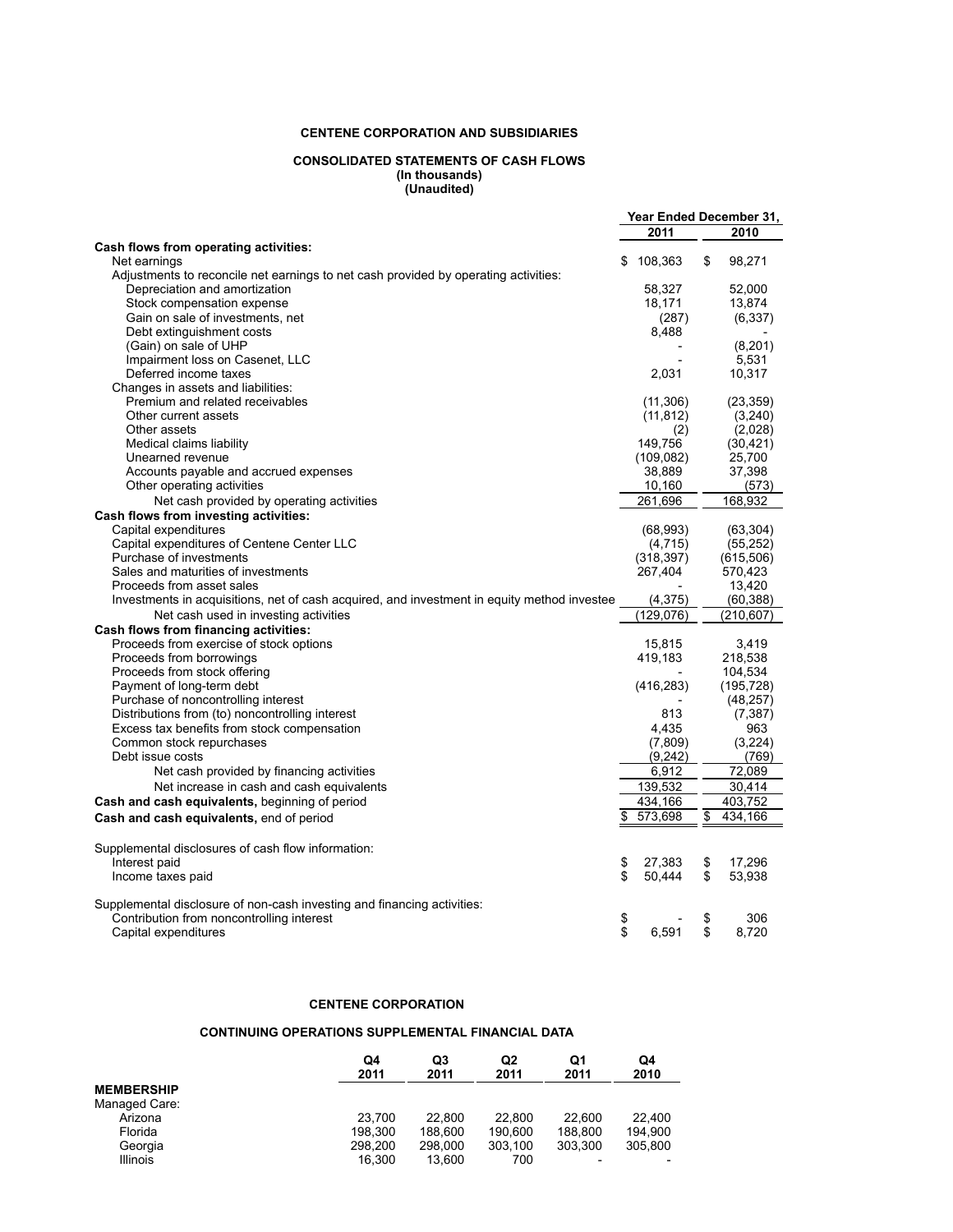**CENTENE CORPORATION AND SUBSIDIARIES**

**CONSOLIDATED STATEMENTS OF CASH FLOWS**
**(In thousands)**
**(Unaudited)**

| | Year Ended December 31, | |
|---|---|---|
| | 2011 | 2010 |
| **Cash flows from operating activities:** | | |
| Net earnings | $ 108,363 | $ 98,271 |
| Adjustments to reconcile net earnings to net cash provided by operating activities: | | |
| Depreciation and amortization | 58,327 | 52,000 |
| Stock compensation expense | 18,171 | 13,874 |
| Gain on sale of investments, net | (287) | (6,337) |
| Debt extinguishment costs | 8,488 | - |
| (Gain) on sale of UHP | - | (8,201) |
| Impairment loss on Casenet, LLC | - | 5,531 |
| Deferred income taxes | 2,031 | 10,317 |
| Changes in assets and liabilities: | | |
| Premium and related receivables | (11,306) | (23,359) |
| Other current assets | (11,812) | (3,240) |
| Other assets | (2) | (2,028) |
| Medical claims liability | 149,756 | (30,421) |
| Unearned revenue | (109,082) | 25,700 |
| Accounts payable and accrued expenses | 38,889 | 37,398 |
| Other operating activities | 10,160 | (573) |
| Net cash provided by operating activities | 261,696 | 168,932 |
| **Cash flows from investing activities:** | | |
| Capital expenditures | (68,993) | (63,304) |
| Capital expenditures of Centene Center LLC | (4,715) | (55,252) |
| Purchase of investments | (318,397) | (615,506) |
| Sales and maturities of investments | 267,404 | 570,423 |
| Proceeds from asset sales | - | 13,420 |
| Investments in acquisitions, net of cash acquired, and investment in equity method investee | (4,375) | (60,388) |
| Net cash used in investing activities | (129,076) | (210,607) |
| **Cash flows from financing activities:** | | |
| Proceeds from exercise of stock options | 15,815 | 3,419 |
| Proceeds from borrowings | 419,183 | 218,538 |
| Proceeds from stock offering | - | 104,534 |
| Payment of long-term debt | (416,283) | (195,728) |
| Purchase of noncontrolling interest | - | (48,257) |
| Distributions from (to) noncontrolling interest | 813 | (7,387) |
| Excess tax benefits from stock compensation | 4,435 | 963 |
| Common stock repurchases | (7,809) | (3,224) |
| Debt issue costs | (9,242) | (769) |
| Net cash provided by financing activities | 6,912 | 72,089 |
| Net increase in cash and cash equivalents | 139,532 | 30,414 |
| **Cash and cash equivalents,** beginning of period | 434,166 | 403,752 |
| **Cash and cash equivalents,** end of period | $ 573,698 | $ 434,166 |
| | | |
| Supplemental disclosures of cash flow information: | | |
| Interest paid | $ 27,383 | $ 17,296 |
| Income taxes paid | $ 50,444 | $ 53,938 |
| | | |
| Supplemental disclosure of non-cash investing and financing activities: | | |
| Contribution from noncontrolling interest | $ - | $ 306 |
| Capital expenditures | $ 6,591 | $ 8,720 |

**CENTENE CORPORATION**

**CONTINUING OPERATIONS SUPPLEMENTAL FINANCIAL DATA**

| | Q4 2011 | Q3 2011 | Q2 2011 | Q1 2011 | Q4 2010 |
|---|---|---|---|---|---|
| **MEMBERSHIP** | | | | | |
| Managed Care: | | | | | |
| Arizona | 23,700 | 22,800 | 22,800 | 22,600 | 22,400 |
| Florida | 198,300 | 188,600 | 190,600 | 188,800 | 194,900 |
| Georgia | 298,200 | 298,000 | 303,100 | 303,300 | 305,800 |
| Illinois | 16,300 | 13,600 | 700 | - | - |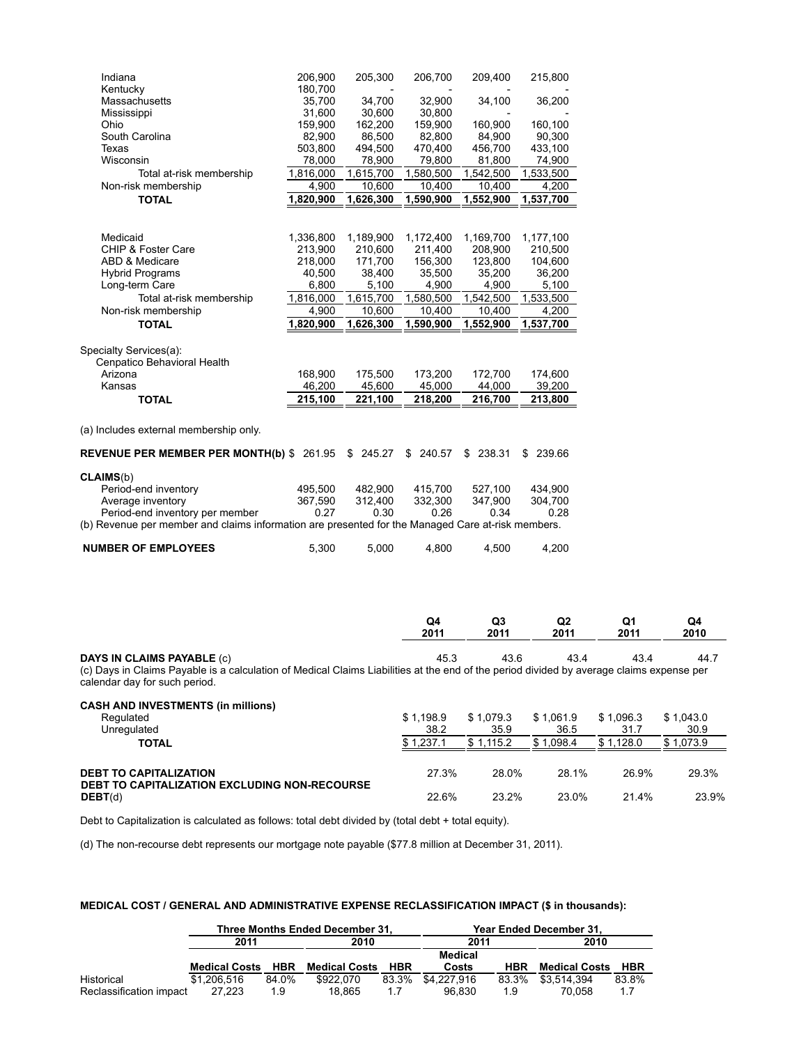| | | | | | |
|---|---|---|---|---|---|
| Indiana | 206,900 | 205,300 | 206,700 | 209,400 | 215,800 |
| Kentucky | 180,700 | - | - | - | - |
| Massachusetts | 35,700 | 34,700 | 32,900 | 34,100 | 36,200 |
| Mississippi | 31,600 | 30,600 | 30,800 | - | - |
| Ohio | 159,900 | 162,200 | 159,900 | 160,900 | 160,100 |
| South Carolina | 82,900 | 86,500 | 82,800 | 84,900 | 90,300 |
| Texas | 503,800 | 494,500 | 470,400 | 456,700 | 433,100 |
| Wisconsin | 78,000 | 78,900 | 79,800 | 81,800 | 74,900 |
| Total at-risk membership | 1,816,000 | 1,615,700 | 1,580,500 | 1,542,500 | 1,533,500 |
| Non-risk membership | 4,900 | 10,600 | 10,400 | 10,400 | 4,200 |
| **TOTAL** | **1,820,900** | **1,626,300** | **1,590,900** | **1,552,900** | **1,537,700** |

| | | | | | |
|---|---|---|---|---|---|
| Medicaid | 1,336,800 | 1,189,900 | 1,172,400 | 1,169,700 | 1,177,100 |
| CHIP & Foster Care | 213,900 | 210,600 | 211,400 | 208,900 | 210,500 |
| ABD & Medicare | 218,000 | 171,700 | 156,300 | 123,800 | 104,600 |
| Hybrid Programs | 40,500 | 38,400 | 35,500 | 35,200 | 36,200 |
| Long-term Care | 6,800 | 5,100 | 4,900 | 4,900 | 5,100 |
| Total at-risk membership | 1,816,000 | 1,615,700 | 1,580,500 | 1,542,500 | 1,533,500 |
| Non-risk membership | 4,900 | 10,600 | 10,400 | 10,400 | 4,200 |
| **TOTAL** | **1,820,900** | **1,626,300** | **1,590,900** | **1,552,900** | **1,537,700** |

| | | | | | |
|---|---|---|---|---|---|
| Specialty Services(a): | | | | | |
| Cenpatico Behavioral Health | | | | | |
| Arizona | 168,900 | 175,500 | 173,200 | 172,700 | 174,600 |
| Kansas | 46,200 | 45,600 | 45,000 | 44,000 | 39,200 |
| **TOTAL** | **215,100** | **221,100** | **218,200** | **216,700** | **213,800** |

(a) Includes external membership only.

| | | | | | |
|---|---|---|---|---|---|
| **REVENUE PER MEMBER PER MONTH(b)** | $ 261.95 | $ 245.27 | $ 240.57 | $ 238.31 | $ 239.66 |

| | | | | | |
|---|---|---|---|---|---|
| **CLAIMS**(b) | | | | | |
| Period-end inventory | 495,500 | 482,900 | 415,700 | 527,100 | 434,900 |
| Average inventory | 367,590 | 312,400 | 332,300 | 347,900 | 304,700 |
| Period-end inventory per member | 0.27 | 0.30 | 0.26 | 0.34 | 0.28 |

(b) Revenue per member and claims information are presented for the Managed Care at-risk members.

| | | | | | |
|---|---|---|---|---|---|
| **NUMBER OF EMPLOYEES** | 5,300 | 5,000 | 4,800 | 4,500 | 4,200 |

| | Q4 2011 | Q3 2011 | Q2 2011 | Q1 2011 | Q4 2010 |
|---|---|---|---|---|---|
| **DAYS IN CLAIMS PAYABLE** (c) | 45.3 | 43.6 | 43.4 | 43.4 | 44.7 |

(c) Days in Claims Payable is a calculation of Medical Claims Liabilities at the end of the period divided by average claims expense per calendar day for such period.

| **CASH AND INVESTMENTS (in millions)** | | | | | |
|---|---|---|---|---|---|
| Regulated | $ 1,198.9 | $ 1,079.3 | $ 1,061.9 | $ 1,096.3 | $ 1,043.0 |
| Unregulated | 38.2 | 35.9 | 36.5 | 31.7 | 30.9 |
| **TOTAL** | $ 1,237.1 | $ 1,115.2 | $ 1,098.4 | $ 1,128.0 | $ 1,073.9 |

| | | | | | |
|---|---|---|---|---|---|
| **DEBT TO CAPITALIZATION** | 27.3% | 28.0% | 28.1% | 26.9% | 29.3% |
| **DEBT TO CAPITALIZATION EXCLUDING NON-RECOURSE DEBT**(d) | 22.6% | 23.2% | 23.0% | 21.4% | 23.9% |

Debt to Capitalization is calculated as follows: total debt divided by (total debt + total equity).

(d) The non-recourse debt represents our mortgage note payable ($77.8 million at December 31, 2011).

**MEDICAL COST / GENERAL AND ADMINISTRATIVE EXPENSE RECLASSIFICATION IMPACT ($ in thousands):**

| | Three Months Ended December 31, | | | | Year Ended December 31, | | | |
|---|---|---|---|---|---|---|---|---|
| | 2011 | | 2010 | | 2011 | | 2010 | |
| | **Medical Costs** | **HBR** | **Medical Costs** | **HBR** | **Medical Costs** | **HBR** | **Medical Costs** | **HBR** |
| Historical | $1,206,516 | 84.0% | $922,070 | 83.3% | $4,227,916 | 83.3% | $3,514,394 | 83.8% |
| Reclassification impact | 27,223 | 1.9 | 18,865 | 1.7 | 96,830 | 1.9 | 70,058 | 1.7 |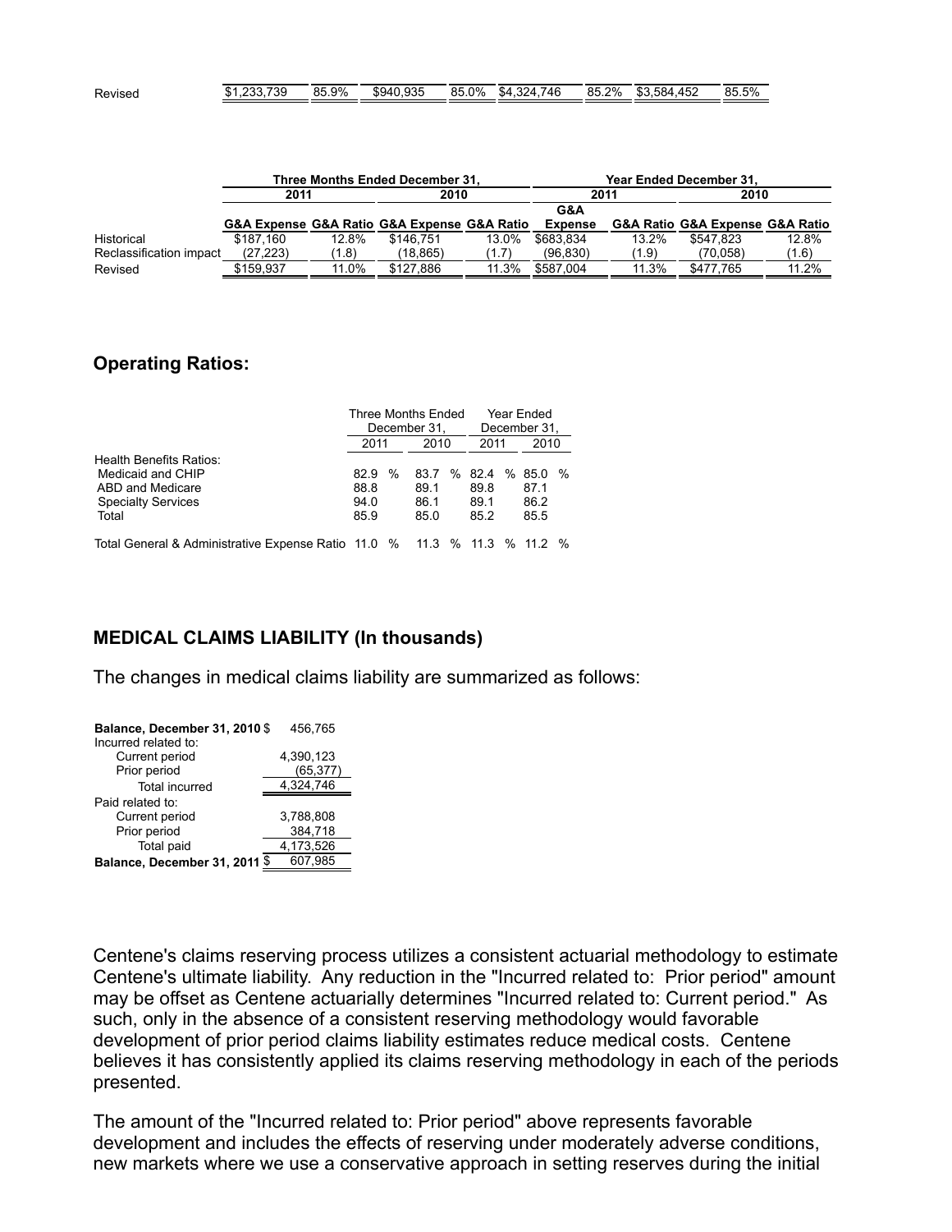| | | | | | | | | |
|---|---|---|---|---|---|---|---|---|
| Revised | $1,233,739 | 85.9% | $940,935 | 85.0% | $4,324,746 | 85.2% | $3,584,452 | 85.5% |

| | Three Months Ended December 31, | | | | Year Ended December 31, | | | |
|---|---|---|---|---|---|---|---|---|
| | 2011 | | 2010 | | 2011 | | 2010 | |
| | G&A Expense | G&A Ratio | G&A Expense | G&A Ratio | G&A Expense | G&A Ratio | G&A Expense | G&A Ratio |
| Historical | $187,160 | 12.8% | $146,751 | 13.0% | $683,834 | 13.2% | $547,823 | 12.8% |
| Reclassification impact | (27,223) | (1.8) | (18,865) | (1.7) | (96,830) | (1.9) | (70,058) | (1.6) |
| Revised | $159,937 | 11.0% | $127,886 | 11.3% | $587,004 | 11.3% | $477,765 | 11.2% |

## Operating Ratios:

| | Three Months Ended December 31, | | Year Ended December 31, | |
|---|---|---|---|---|
| | 2011 | 2010 | 2011 | 2010 |
| Health Benefits Ratios: | | | | |
| Medicaid and CHIP | 82.9 % | 83.7 % | 82.4 % | 85.0 % |
| ABD and Medicare | 88.8 | 89.1 | 89.8 | 87.1 |
| Specialty Services | 94.0 | 86.1 | 89.1 | 86.2 |
| Total | 85.9 | 85.0 | 85.2 | 85.5 |
| Total General & Administrative Expense Ratio | 11.0 % | 11.3 % | 11.3 % | 11.2 % |

## MEDICAL CLAIMS LIABILITY (In thousands)

The changes in medical claims liability are summarized as follows:

| | |
|---|---|
| **Balance, December 31, 2010** | $ 456,765 |
| Incurred related to: | |
| Current period | 4,390,123 |
| Prior period | (65,377) |
| Total incurred | 4,324,746 |
| Paid related to: | |
| Current period | 3,788,808 |
| Prior period | 384,718 |
| Total paid | 4,173,526 |
| **Balance, December 31, 2011** | $ 607,985 |

Centene's claims reserving process utilizes a consistent actuarial methodology to estimate Centene's ultimate liability. Any reduction in the "Incurred related to: Prior period" amount may be offset as Centene actuarially determines "Incurred related to: Current period." As such, only in the absence of a consistent reserving methodology would favorable development of prior period claims liability estimates reduce medical costs. Centene believes it has consistently applied its claims reserving methodology in each of the periods presented.

The amount of the "Incurred related to: Prior period" above represents favorable development and includes the effects of reserving under moderately adverse conditions, new markets where we use a conservative approach in setting reserves during the initial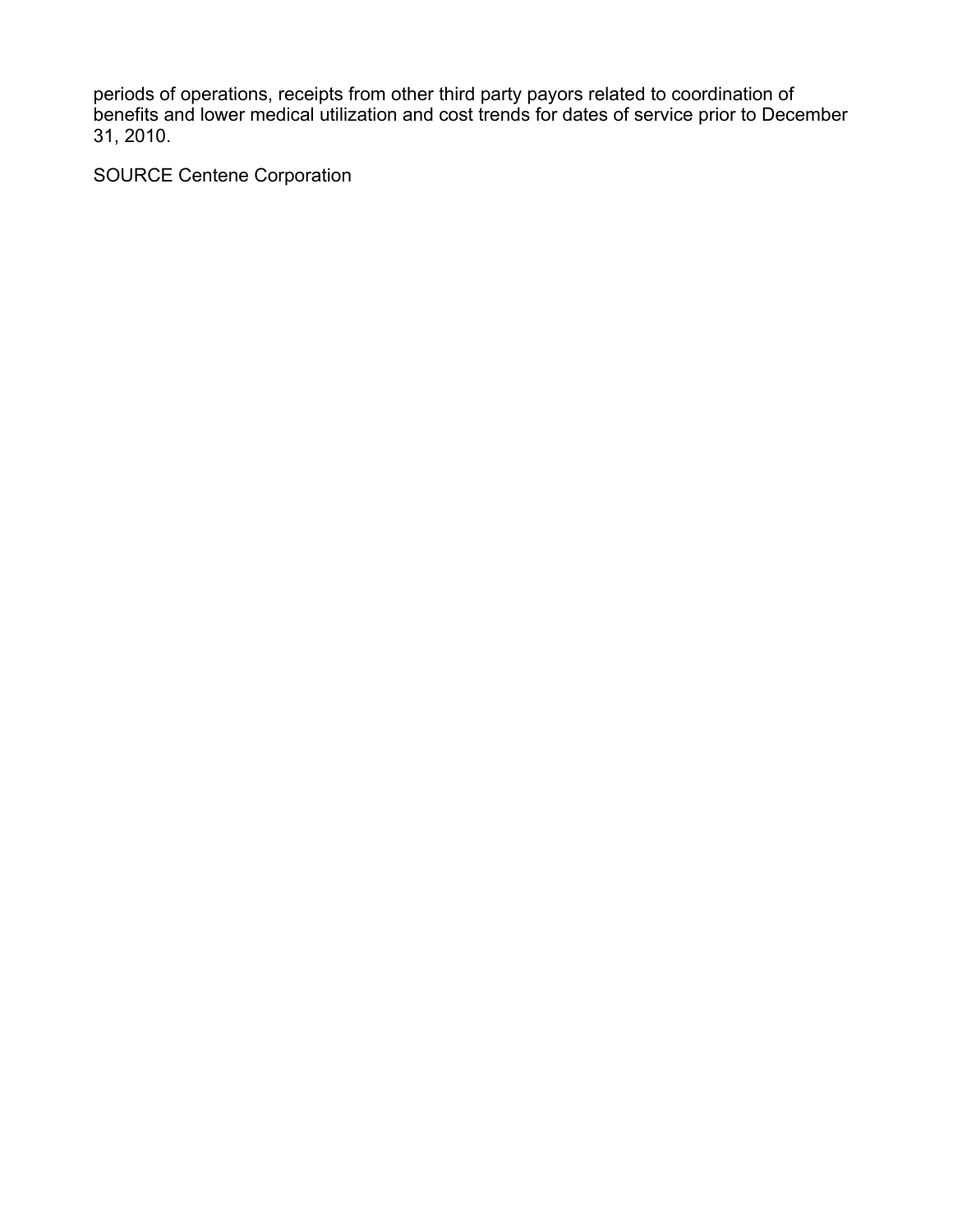periods of operations, receipts from other third party payors related to coordination of benefits and lower medical utilization and cost trends for dates of service prior to December 31, 2010.

SOURCE Centene Corporation